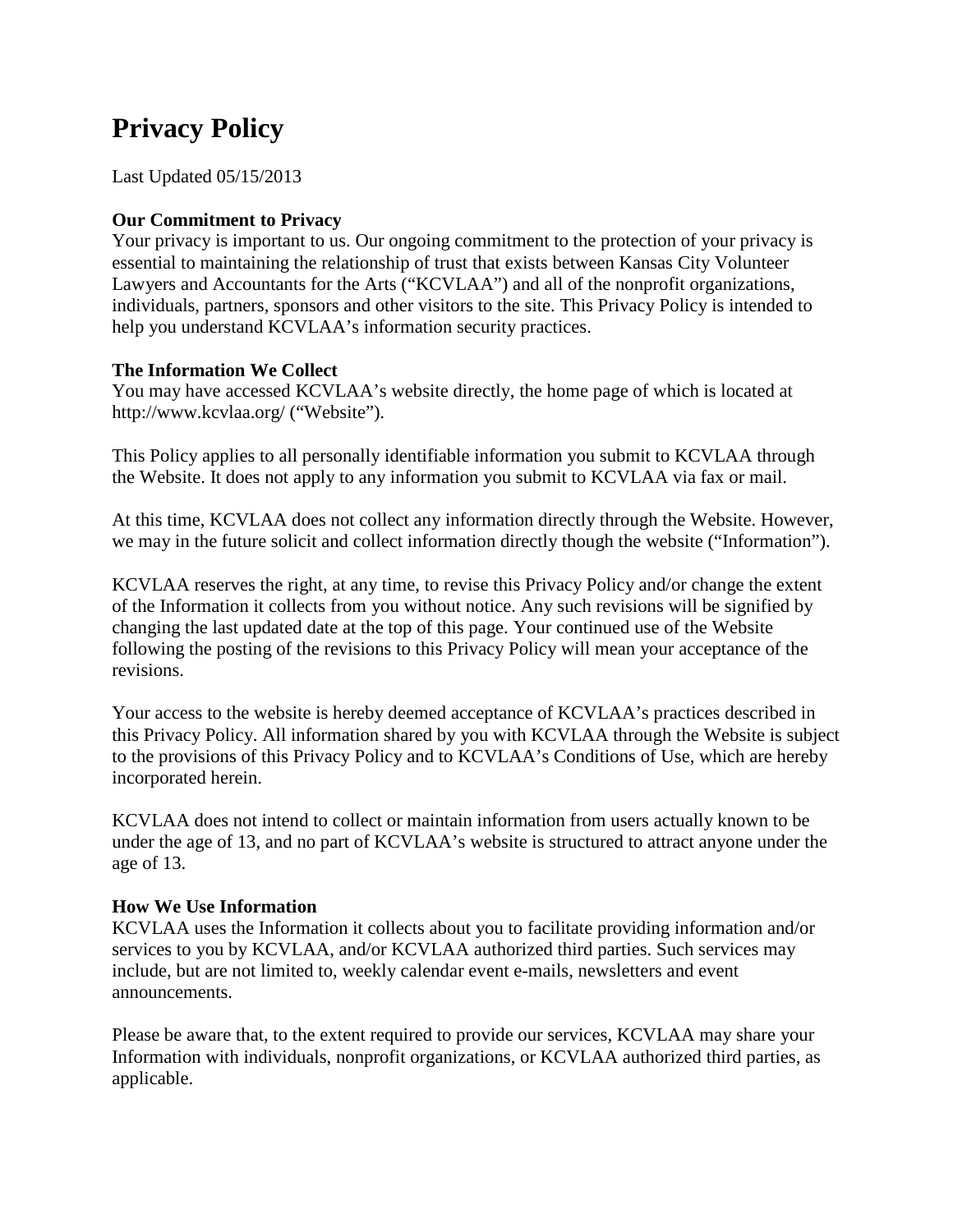# Privacy Policy

Last Updated 05/15/2013

**Our Commitment to Privacy**
Your privacy is important to us. Our ongoing commitment to the protection of your privacy is essential to maintaining the relationship of trust that exists between Kansas City Volunteer Lawyers and Accountants for the Arts ("KCVLAA") and all of the nonprofit organizations, individuals, partners, sponsors and other visitors to the site. This Privacy Policy is intended to help you understand KCVLAA's information security practices.

**The Information We Collect**
You may have accessed KCVLAA's website directly, the home page of which is located at http://www.kcvlaa.org/ ("Website").

This Policy applies to all personally identifiable information you submit to KCVLAA through the Website. It does not apply to any information you submit to KCVLAA via fax or mail.

At this time, KCVLAA does not collect any information directly through the Website. However, we may in the future solicit and collect information directly though the website ("Information").

KCVLAA reserves the right, at any time, to revise this Privacy Policy and/or change the extent of the Information it collects from you without notice. Any such revisions will be signified by changing the last updated date at the top of this page. Your continued use of the Website following the posting of the revisions to this Privacy Policy will mean your acceptance of the revisions.

Your access to the website is hereby deemed acceptance of KCVLAA's practices described in this Privacy Policy. All information shared by you with KCVLAA through the Website is subject to the provisions of this Privacy Policy and to KCVLAA's Conditions of Use, which are hereby incorporated herein.

KCVLAA does not intend to collect or maintain information from users actually known to be under the age of 13, and no part of KCVLAA's website is structured to attract anyone under the age of 13.

**How We Use Information**
KCVLAA uses the Information it collects about you to facilitate providing information and/or services to you by KCVLAA, and/or KCVLAA authorized third parties. Such services may include, but are not limited to, weekly calendar event e-mails, newsletters and event announcements.

Please be aware that, to the extent required to provide our services, KCVLAA may share your Information with individuals, nonprofit organizations, or KCVLAA authorized third parties, as applicable.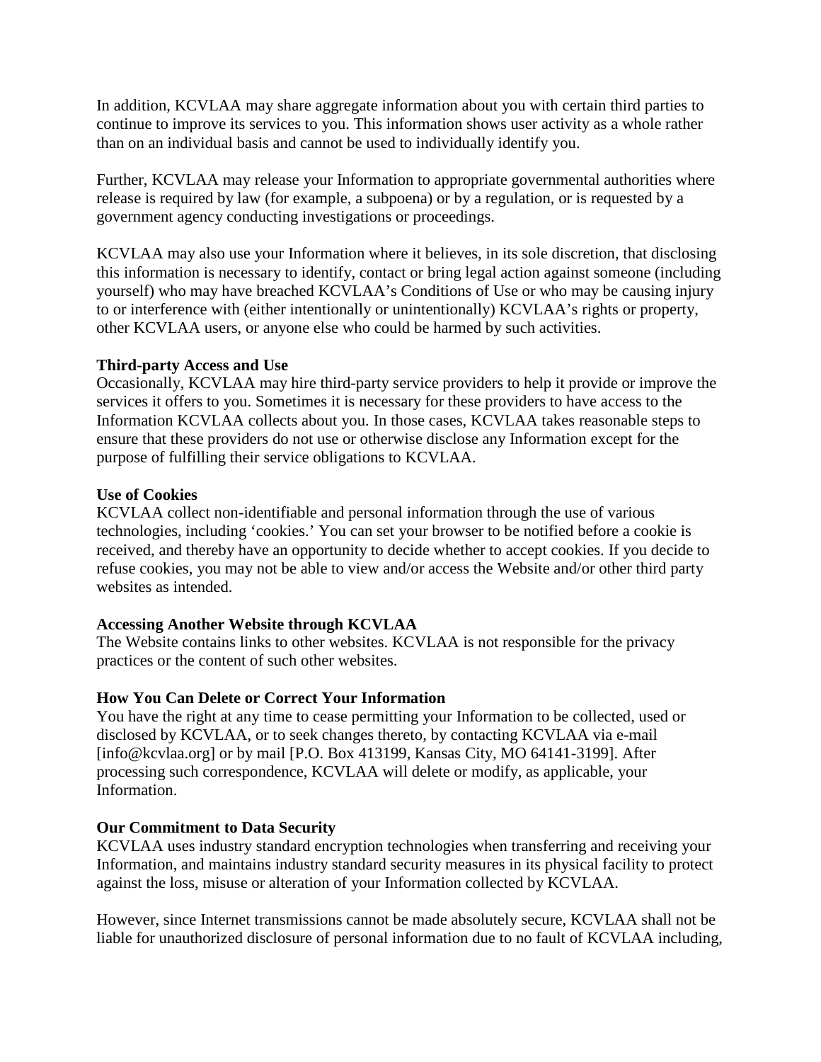In addition, KCVLAA may share aggregate information about you with certain third parties to continue to improve its services to you. This information shows user activity as a whole rather than on an individual basis and cannot be used to individually identify you.

Further, KCVLAA may release your Information to appropriate governmental authorities where release is required by law (for example, a subpoena) or by a regulation, or is requested by a government agency conducting investigations or proceedings.

KCVLAA may also use your Information where it believes, in its sole discretion, that disclosing this information is necessary to identify, contact or bring legal action against someone (including yourself) who may have breached KCVLAA's Conditions of Use or who may be causing injury to or interference with (either intentionally or unintentionally) KCVLAA's rights or property, other KCVLAA users, or anyone else who could be harmed by such activities.

**Third-party Access and Use**
Occasionally, KCVLAA may hire third-party service providers to help it provide or improve the services it offers to you. Sometimes it is necessary for these providers to have access to the Information KCVLAA collects about you. In those cases, KCVLAA takes reasonable steps to ensure that these providers do not use or otherwise disclose any Information except for the purpose of fulfilling their service obligations to KCVLAA.

**Use of Cookies**
KCVLAA collect non-identifiable and personal information through the use of various technologies, including 'cookies.' You can set your browser to be notified before a cookie is received, and thereby have an opportunity to decide whether to accept cookies. If you decide to refuse cookies, you may not be able to view and/or access the Website and/or other third party websites as intended.

**Accessing Another Website through KCVLAA**
The Website contains links to other websites. KCVLAA is not responsible for the privacy practices or the content of such other websites.

**How You Can Delete or Correct Your Information**
You have the right at any time to cease permitting your Information to be collected, used or disclosed by KCVLAA, or to seek changes thereto, by contacting KCVLAA via e-mail [info@kcvlaa.org] or by mail [P.O. Box 413199, Kansas City, MO 64141-3199]. After processing such correspondence, KCVLAA will delete or modify, as applicable, your Information.

**Our Commitment to Data Security**
KCVLAA uses industry standard encryption technologies when transferring and receiving your Information, and maintains industry standard security measures in its physical facility to protect against the loss, misuse or alteration of your Information collected by KCVLAA.

However, since Internet transmissions cannot be made absolutely secure, KCVLAA shall not be liable for unauthorized disclosure of personal information due to no fault of KCVLAA including,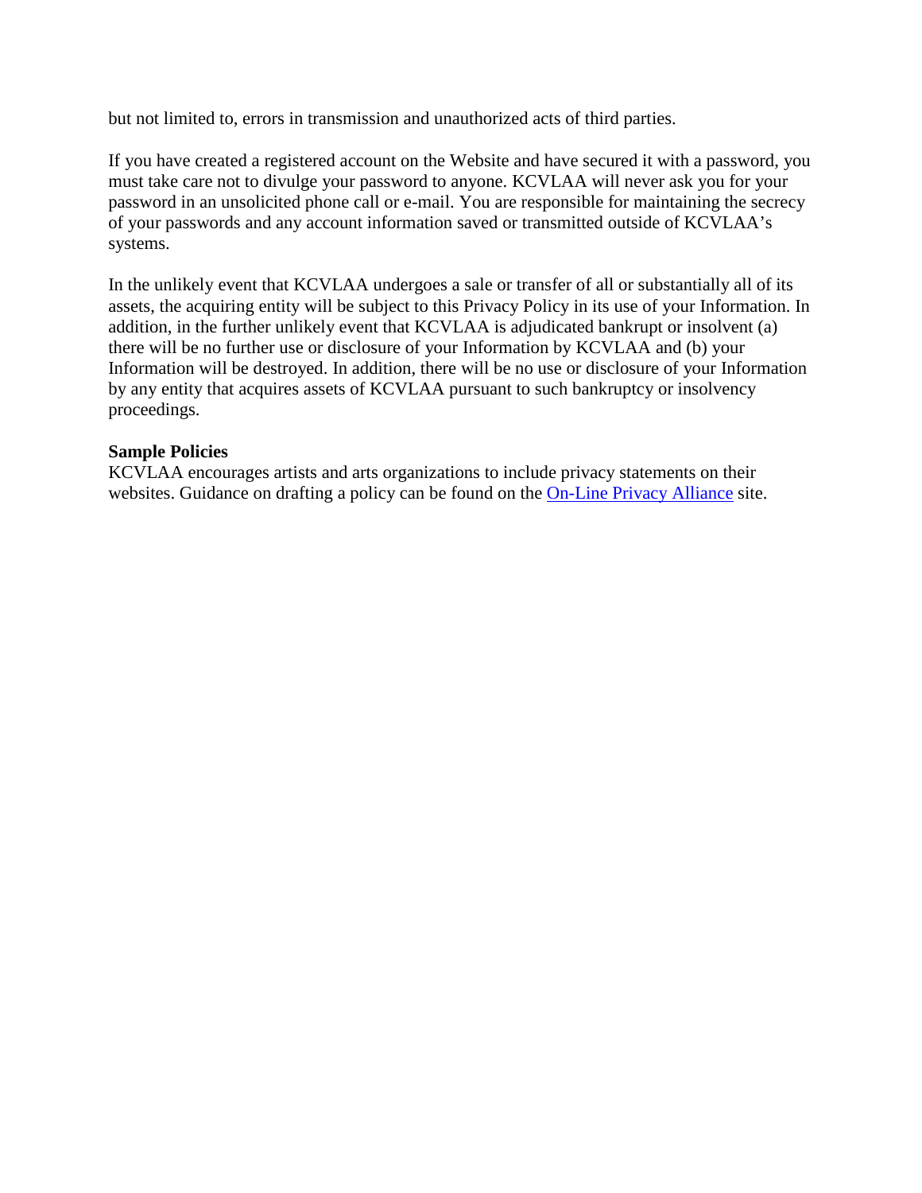but not limited to, errors in transmission and unauthorized acts of third parties.

If you have created a registered account on the Website and have secured it with a password, you must take care not to divulge your password to anyone. KCVLAA will never ask you for your password in an unsolicited phone call or e-mail. You are responsible for maintaining the secrecy of your passwords and any account information saved or transmitted outside of KCVLAA's systems.

In the unlikely event that KCVLAA undergoes a sale or transfer of all or substantially all of its assets, the acquiring entity will be subject to this Privacy Policy in its use of your Information. In addition, in the further unlikely event that KCVLAA is adjudicated bankrupt or insolvent (a) there will be no further use or disclosure of your Information by KCVLAA and (b) your Information will be destroyed. In addition, there will be no use or disclosure of your Information by any entity that acquires assets of KCVLAA pursuant to such bankruptcy or insolvency proceedings.

**Sample Policies**

KCVLAA encourages artists and arts organizations to include privacy statements on their websites. Guidance on drafting a policy can be found on the On-Line Privacy Alliance site.